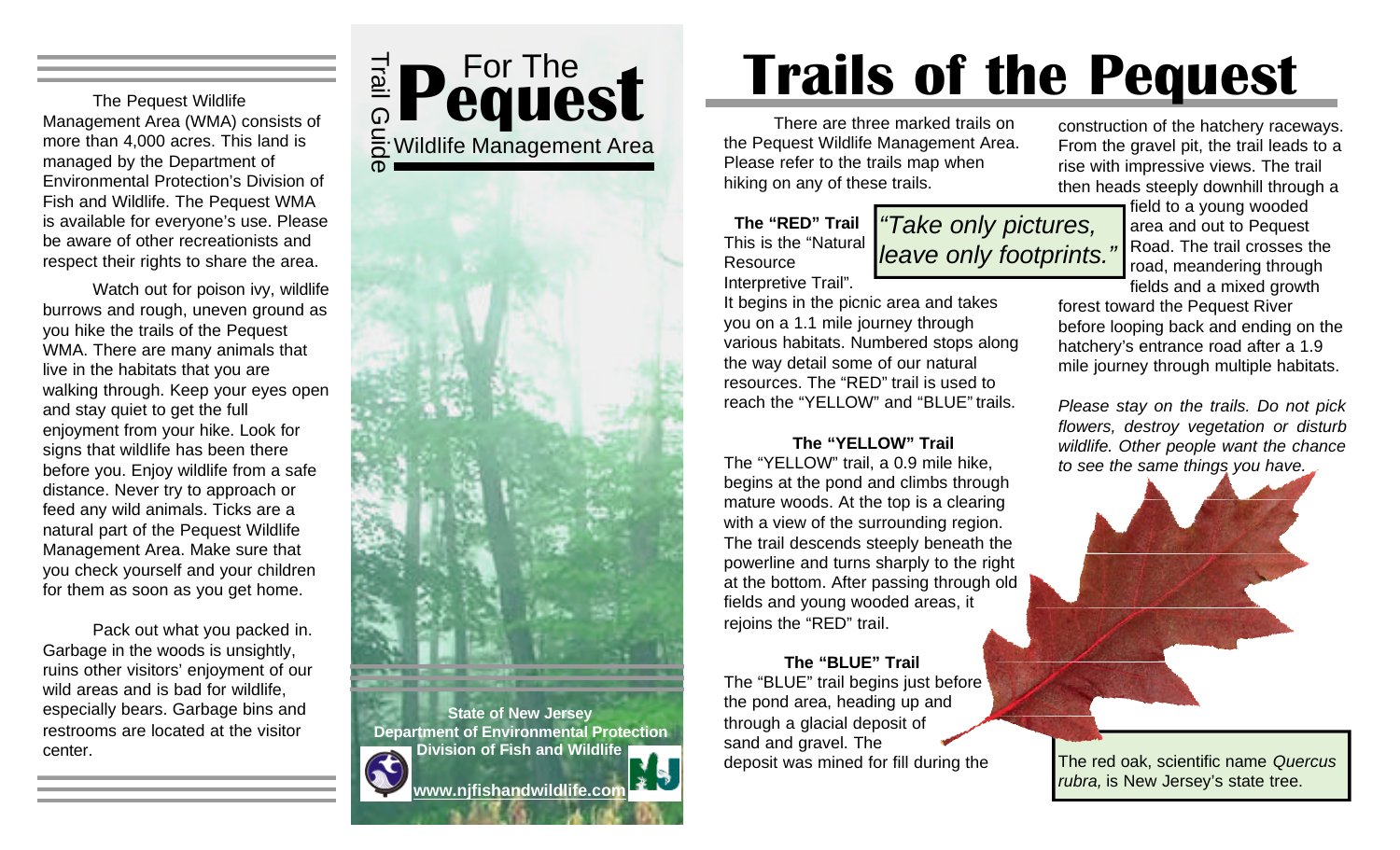The Pequest Wildlife Management Area (WMA) consists of more than 4,000 acres. This land is managed by the Department of Environmental Protection's Division of Fish and Wildlife. The Pequest WMA is available for everyone's use. Please be aware of other recreationists and respect their rights to share the area.

Watch out for poison ivy, wildlife burrows and rough, uneven ground as you hike the trails of the Pequest WMA. There are many animals that live in the habitats that you are walking through. Keep your eyes open and stay quiet to get the full enjoyment from your hike. Look for signs that wildlife has been there before you. Enjoy wildlife from a safe distance. Never try to approach or feed any wild animals. Ticks are a natural part of the Pequest Wildlife Management Area. Make sure that you check yourself and your children for them as soon as you get home.

Pack out what you packed in. Garbage in the woods is unsightly, ruins other visitors' enjoyment of our wild areas and is bad for wildlife, especially bears. Garbage bins and restrooms are located at the visitor center.

Trail Guide

# For The Pequest Wildlife Management Area

**State of New Jersey**
**Department of Environmental Protection**
**Division of Fish and Wildlife**
**www.njfishandwildlife.com**

# Trails of the Pequest

There are three marked trails on the Pequest Wildlife Management Area. Please refer to the trails map when hiking on any of these trails.

*"Take only pictures, leave only footprints."*

### The "RED" Trail

This is the "Natural Resource Interpretive Trail". It begins in the picnic area and takes you on a 1.1 mile journey through various habitats. Numbered stops along the way detail some of our natural resources. The "RED" trail is used to reach the "YELLOW" and "BLUE" trails.

### The "YELLOW" Trail

The "YELLOW" trail, a 0.9 mile hike, begins at the pond and climbs through mature woods. At the top is a clearing with a view of the surrounding region. The trail descends steeply beneath the powerline and turns sharply to the right at the bottom. After passing through old fields and young wooded areas, it rejoins the "RED" trail.

### The "BLUE" Trail

The "BLUE" trail begins just before the pond area, heading up and through a glacial deposit of sand and gravel. The deposit was mined for fill during the construction of the hatchery raceways. From the gravel pit, the trail leads to a rise with impressive views. The trail then heads steeply downhill through a field to a young wooded area and out to Pequest Road. The trail crosses the road, meandering through fields and a mixed growth forest toward the Pequest River before looping back and ending on the hatchery's entrance road after a 1.9 mile journey through multiple habitats.

*Please stay on the trails. Do not pick flowers, destroy vegetation or disturb wildlife. Other people want the chance to see the same things you have.*

The red oak, scientific name *Quercus rubra,* is New Jersey's state tree.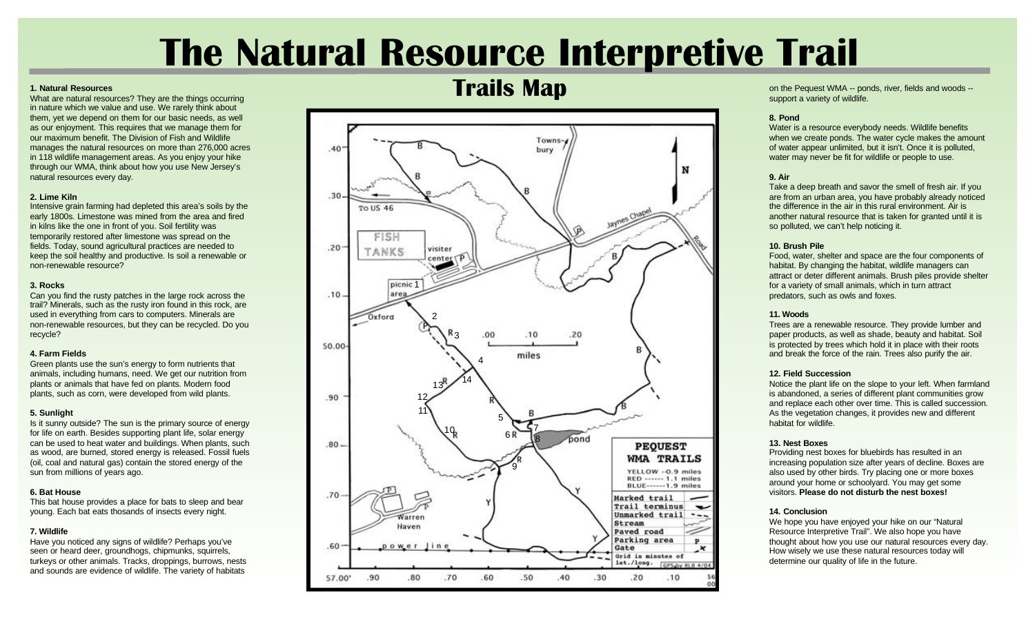# The Natural Resource Interpretive Trail

## Trails Map

**1. Natural Resources**
What are natural resources? They are the things occurring in nature which we value and use. We rarely think about them, yet we depend on them for our basic needs, as well as our enjoyment. This requires that we manage them for our maximum benefit. The Division of Fish and Wildlife manages the natural resources on more than 276,000 acres in 118 wildlife management areas. As you enjoy your hike through our WMA, think about how you use New Jersey's natural resources every day.

**2. Lime Kiln**
Intensive grain farming had depleted this area's soils by the early 1800s. Limestone was mined from the area and fired in kilns like the one in front of you. Soil fertility was temporarily restored after limestone was spread on the fields. Today, sound agricultural practices are needed to keep the soil healthy and productive. Is soil a renewable or non-renewable resource?

**3. Rocks**
Can you find the rusty patches in the large rock across the trail? Minerals, such as the rusty iron found in this rock, are used in everything from cars to computers. Minerals are non-renewable resources, but they can be recycled. Do you recycle?

**4. Farm Fields**
Green plants use the sun's energy to form nutrients that animals, including humans, need. We get our nutrition from plants or animals that have fed on plants. Modern food plants, such as corn, were developed from wild plants.

**5. Sunlight**
Is it sunny outside? The sun is the primary source of energy for life on earth. Besides supporting plant life, solar energy can be used to heat water and buildings. When plants, such as wood, are burned, stored energy is released. Fossil fuels (oil, coal and natural gas) contain the stored energy of the sun from millions of years ago.

**6. Bat House**
This bat house provides a place for bats to sleep and bear young. Each bat eats thosands of insects every night.

**7. Wildlife**
Have you noticed any signs of wildlife? Perhaps you've seen or heard deer, groundhogs, chipmunks, squirrels, turkeys or other animals. Tracks, droppings, burrows, nests and sounds are evidence of wildlife. The variety of habitats on the Pequest WMA -- ponds, river, fields and woods -- support a variety of wildlife.

**8. Pond**
Water is a resource everybody needs. Wildlife benefits when we create ponds. The water cycle makes the amount of water appear unlimited, but it isn't. Once it is polluted, water may never be fit for wildlife or people to use.

**9. Air**
Take a deep breath and savor the smell of fresh air. If you are from an urban area, you have probably already noticed the difference in the air in this rural environment. Air is another natural resource that is taken for granted until it is so polluted, we can't help noticing it.

**10. Brush Pile**
Food, water, shelter and space are the four components of habitat. By changing the habitat, wildlife managers can attract or deter different animals. Brush piles provide shelter for a variety of small animals, which in turn attract predators, such as owls and foxes.

**11. Woods**
Trees are a renewable resource. They provide lumber and paper products, as well as shade, beauty and habitat. Soil is protected by trees which hold it in place with their roots and break the force of the rain. Trees also purify the air.

**12. Field Succession**
Notice the plant life on the slope to your left. When farmland is abandoned, a series of different plant communities grow and replace each other over time. This is called succession. As the vegetation changes, it provides new and different habitat for wildlife.

**13. Nest Boxes**
Providing nest boxes for bluebirds has resulted in an increasing population size after years of decline. Boxes are also used by other birds. Try placing one or more boxes around your home or schoolyard. You may get some visitors. **Please do not disturb the nest boxes!**

**14. Conclusion**
We hope you have enjoyed your hike on our "Natural Resource Interpretive Trail". We also hope you have thought about how you use our natural resources every day. How wisely we use these natural resources today will determine our quality of life in the future.